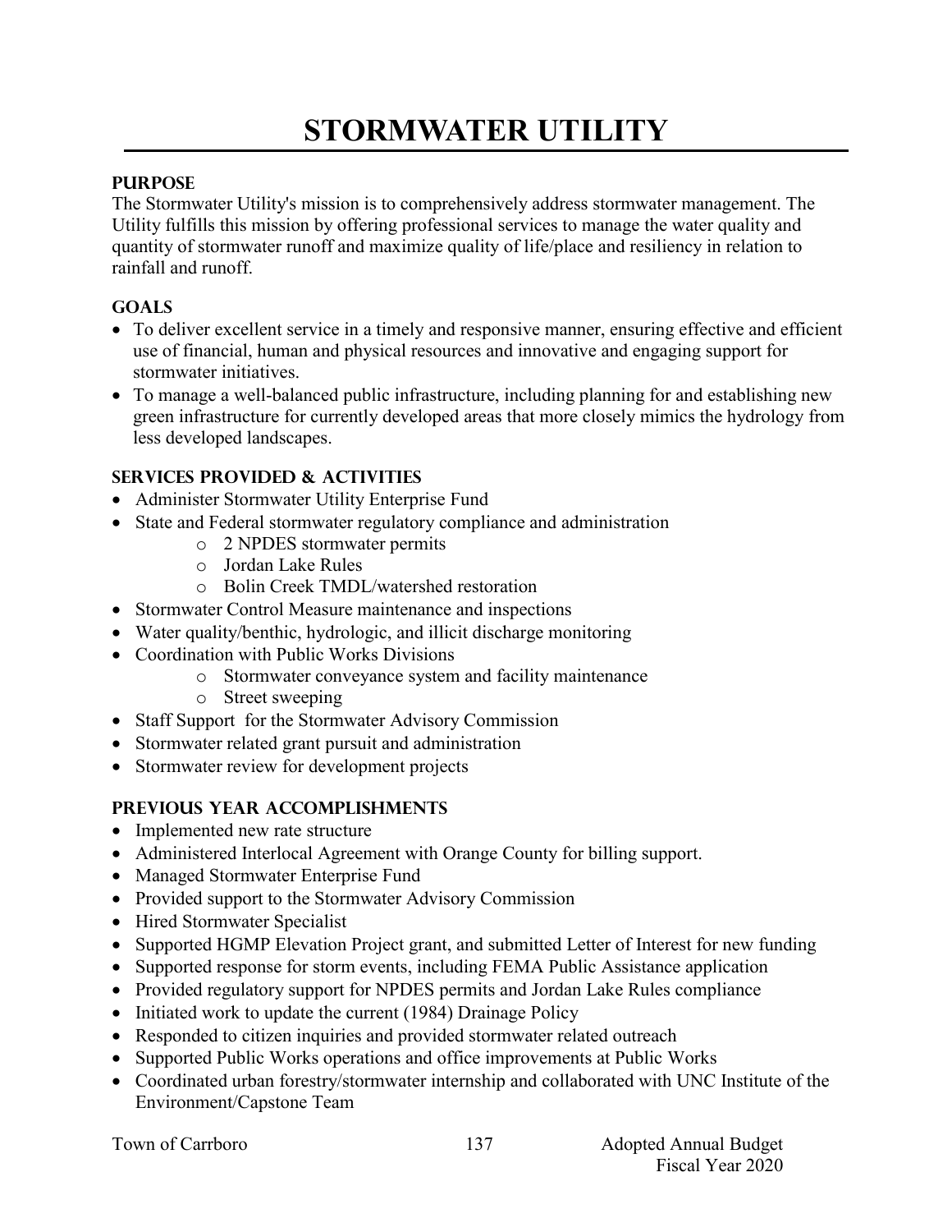# STORMWATER UTILITY

## PURPOSE

The Stormwater Utility's mission is to comprehensively address stormwater management. The Utility fulfills this mission by offering professional services to manage the water quality and quantity of stormwater runoff and maximize quality of life/place and resiliency in relation to rainfall and runoff.

## GOALS

- To deliver excellent service in a timely and responsive manner, ensuring effective and efficient use of financial, human and physical resources and innovative and engaging support for stormwater initiatives.
- To manage a well-balanced public infrastructure, including planning for and establishing new green infrastructure for currently developed areas that more closely mimics the hydrology from less developed landscapes.

## SERVICES PROVIDED & ACTIVITIES

- Administer Stormwater Utility Enterprise Fund
- State and Federal stormwater regulatory compliance and administration
  - 2 NPDES stormwater permits
  - Jordan Lake Rules
  - Bolin Creek TMDL/watershed restoration
- Stormwater Control Measure maintenance and inspections
- Water quality/benthic, hydrologic, and illicit discharge monitoring
- Coordination with Public Works Divisions
  - Stormwater conveyance system and facility maintenance
  - Street sweeping
- Staff Support for the Stormwater Advisory Commission
- Stormwater related grant pursuit and administration
- Stormwater review for development projects

## PREVIOUS YEAR ACCOMPLISHMENTS

- Implemented new rate structure
- Administered Interlocal Agreement with Orange County for billing support.
- Managed Stormwater Enterprise Fund
- Provided support to the Stormwater Advisory Commission
- Hired Stormwater Specialist
- Supported HGMP Elevation Project grant, and submitted Letter of Interest for new funding
- Supported response for storm events, including FEMA Public Assistance application
- Provided regulatory support for NPDES permits and Jordan Lake Rules compliance
- Initiated work to update the current (1984) Drainage Policy
- Responded to citizen inquiries and provided stormwater related outreach
- Supported Public Works operations and office improvements at Public Works
- Coordinated urban forestry/stormwater internship and collaborated with UNC Institute of the Environment/Capstone Team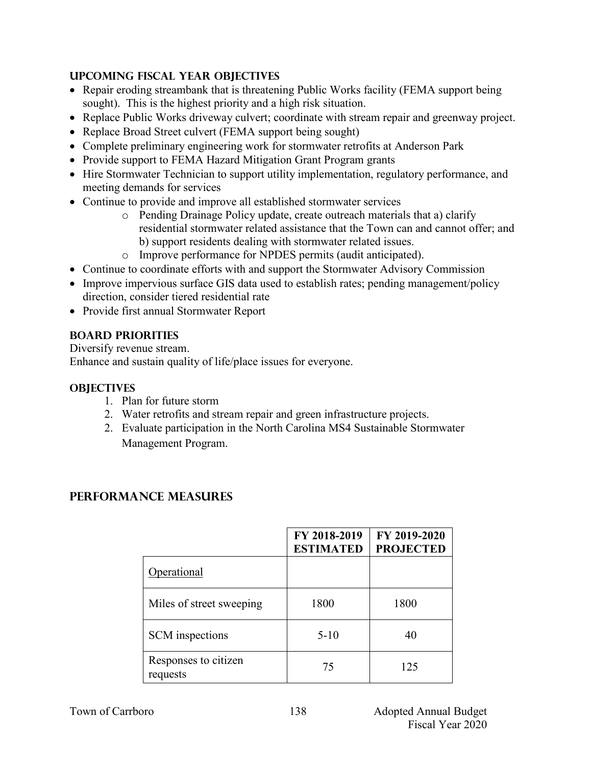## UPCOMING FISCAL YEAR OBJECTIVES

- Repair eroding streambank that is threatening Public Works facility (FEMA support being sought). This is the highest priority and a high risk situation.
- Replace Public Works driveway culvert; coordinate with stream repair and greenway project.
- Replace Broad Street culvert (FEMA support being sought)
- Complete preliminary engineering work for stormwater retrofits at Anderson Park
- Provide support to FEMA Hazard Mitigation Grant Program grants
- Hire Stormwater Technician to support utility implementation, regulatory performance, and meeting demands for services
- Continue to provide and improve all established stormwater services
    - Pending Drainage Policy update, create outreach materials that a) clarify residential stormwater related assistance that the Town can and cannot offer; and b) support residents dealing with stormwater related issues.
    - Improve performance for NPDES permits (audit anticipated).
- Continue to coordinate efforts with and support the Stormwater Advisory Commission
- Improve impervious surface GIS data used to establish rates; pending management/policy direction, consider tiered residential rate
- Provide first annual Stormwater Report

## BOARD PRIORITIES

Diversify revenue stream.
Enhance and sustain quality of life/place issues for everyone.

## OBJECTIVES

1. Plan for future storm
2. Water retrofits and stream repair and green infrastructure projects.
2. Evaluate participation in the North Carolina MS4 Sustainable Stormwater Management Program.

## PERFORMANCE MEASURES

| | FY 2018-2019 ESTIMATED | FY 2019-2020 PROJECTED |
|---|---|---|
| Operational | | |
| Miles of street sweeping | 1800 | 1800 |
| SCM inspections | 5-10 | 40 |
| Responses to citizen requests | 75 | 125 |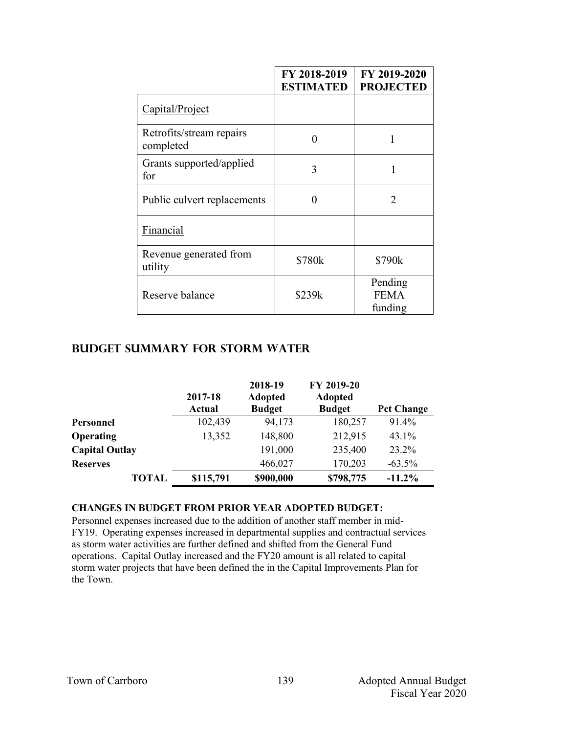| | FY 2018-2019 ESTIMATED | FY 2019-2020 PROJECTED |
|---|---|---|
| Capital/Project | | |
| Retrofits/stream repairs completed | 0 | 1 |
| Grants supported/applied for | 3 | 1 |
| Public culvert replacements | 0 | 2 |
| Financial | | |
| Revenue generated from utility | \$780k | \$790k |
| Reserve balance | \$239k | Pending FEMA funding |

## BUDGET SUMMARY FOR STORM WATER

| | 2017-18 Actual | 2018-19 Adopted Budget | FY 2019-20 Adopted Budget | Pct Change |
|---|---|---|---|---|
| **Personnel** | 102,439 | 94,173 | 180,257 | 91.4% |
| **Operating** | 13,352 | 148,800 | 212,915 | 43.1% |
| **Capital Outlay** | | 191,000 | 235,400 | 23.2% |
| **Reserves** | | 466,027 | 170,203 | -63.5% |
| **TOTAL** | **\$115,791** | **\$900,000** | **\$798,775** | **-11.2%** |

**CHANGES IN BUDGET FROM PRIOR YEAR ADOPTED BUDGET:**

Personnel expenses increased due to the addition of another staff member in mid-FY19. Operating expenses increased in departmental supplies and contractual services as storm water activities are further defined and shifted from the General Fund operations. Capital Outlay increased and the FY20 amount is all related to capital storm water projects that have been defined the in the Capital Improvements Plan for the Town.